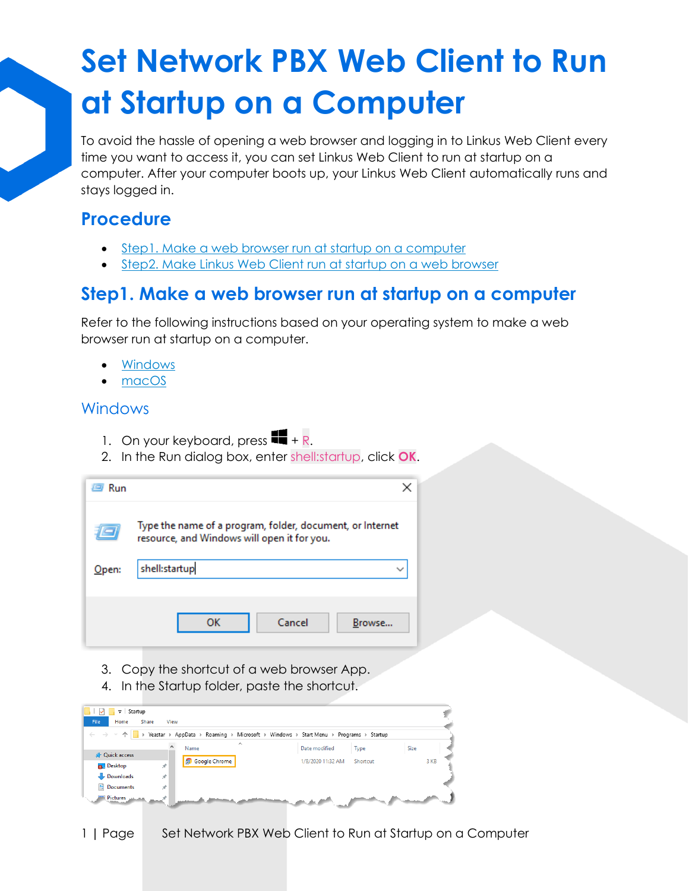# Set Network PBX Web Client to Run at Startup on a Computer

To avoid the hassle of opening a web browser and logging in to Linkus Web Client every time you want to access it, you can set Linkus Web Client to run at startup on a computer. After your computer boots up, your Linkus Web Client automatically runs and stays logged in.

## Procedure

- Step1. Make a web browser run at startup on a computer
- Step2. Make Linkus Web Client run at startup on a web browser

## Step1. Make a web browser run at startup on a computer

Refer to the following instructions based on your operating system to make a web browser run at startup on a computer.

- Windows
- macOS

### Windows

1. On your keyboard, press ⊞ + R.
2. In the Run dialog box, enter shell:startup, click **OK**.
3. Copy the shortcut of a web browser App.
4. In the Startup folder, paste the shortcut.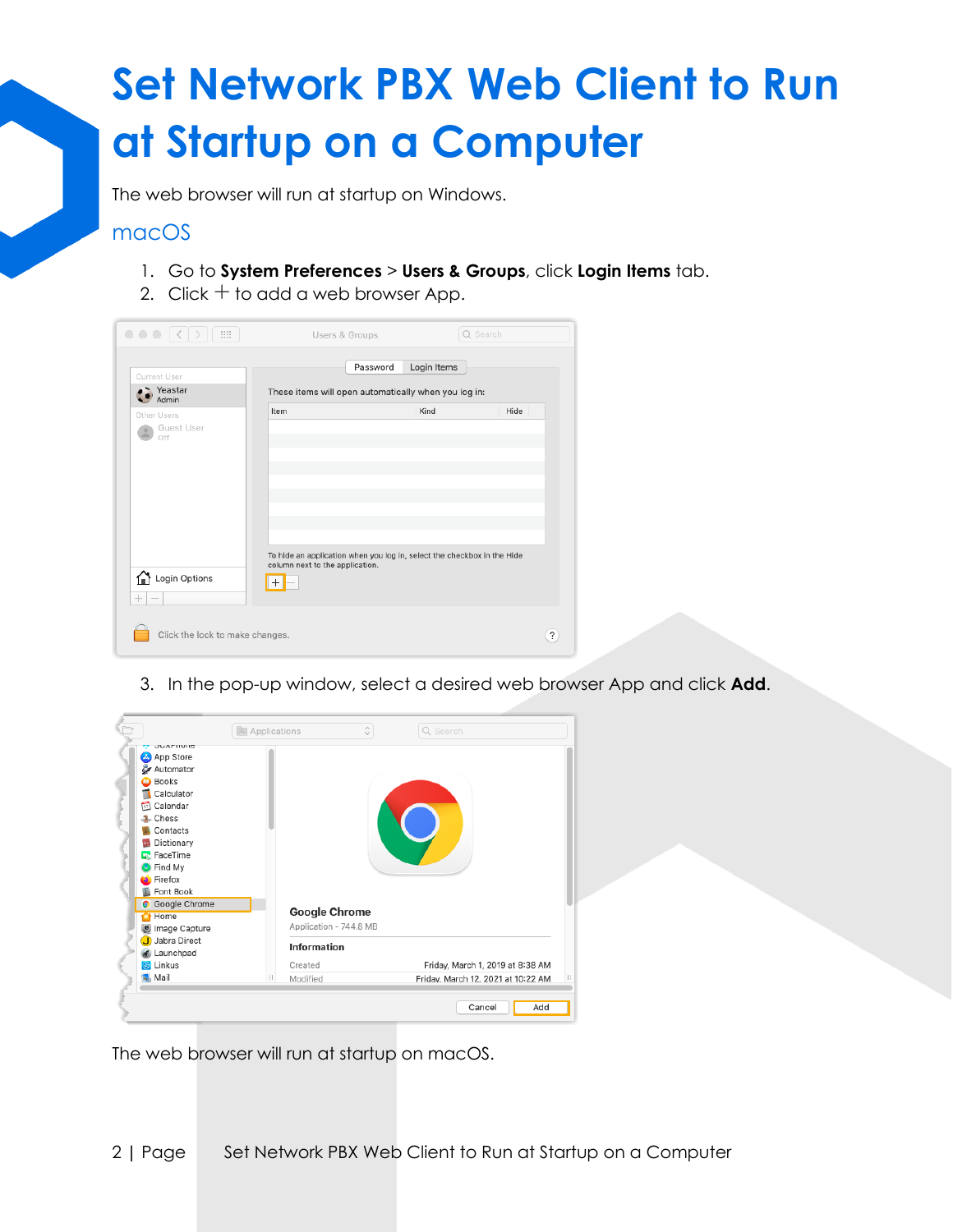# Set Network PBX Web Client to Run at Startup on a Computer

The web browser will run at startup on Windows.

## macOS

1. Go to **System Preferences** > **Users & Groups**, click **Login Items** tab.
2. Click + to add a web browser App.
3. In the pop-up window, select a desired web browser App and click **Add**.

The web browser will run at startup on macOS.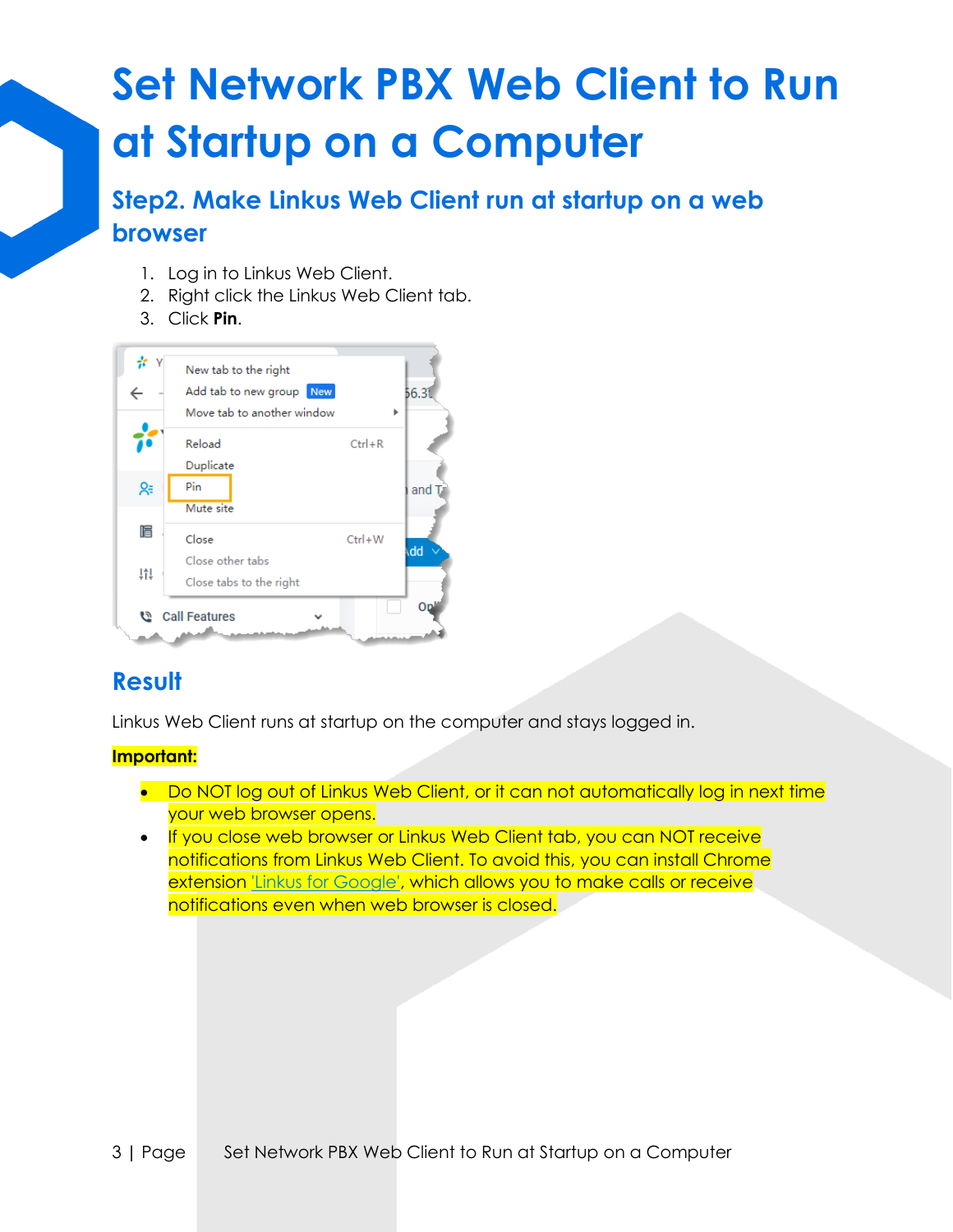# Set Network PBX Web Client to Run at Startup on a Computer

## Step2. Make Linkus Web Client run at startup on a web browser

1. Log in to Linkus Web Client.
2. Right click the Linkus Web Client tab.
3. Click **Pin**.

## Result

Linkus Web Client runs at startup on the computer and stays logged in.

**Important:**

- Do NOT log out of Linkus Web Client, or it can not automatically log in next time your web browser opens.
- If you close web browser or Linkus Web Client tab, you can NOT receive notifications from Linkus Web Client. To avoid this, you can install Chrome extension 'Linkus for Google', which allows you to make calls or receive notifications even when web browser is closed.